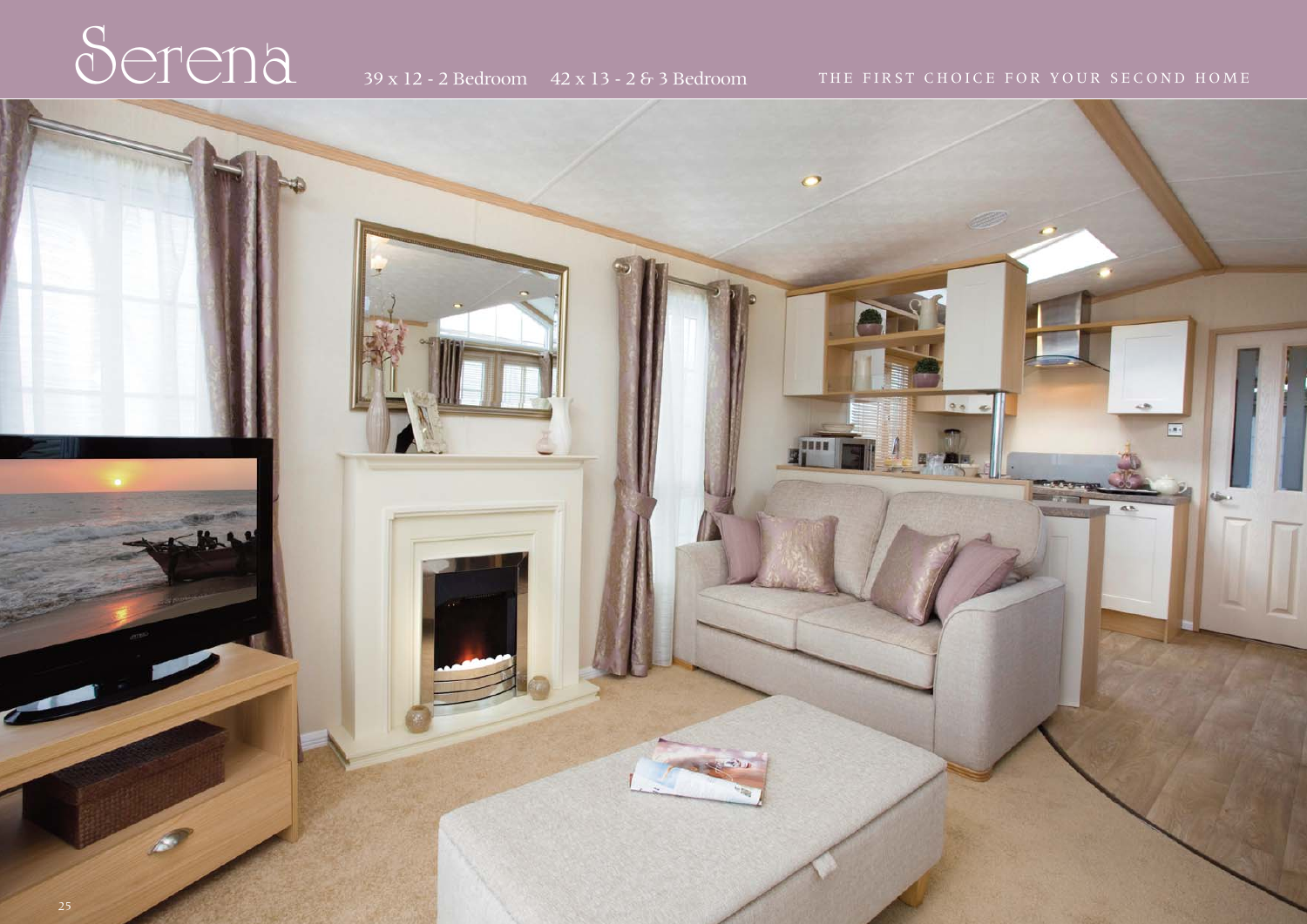# Serena

39 x 12 - 2 Bedroom    42 x 13 - 2 & 3 Bedroom

THE FIRST CHOICE FOR YOUR SECOND HOME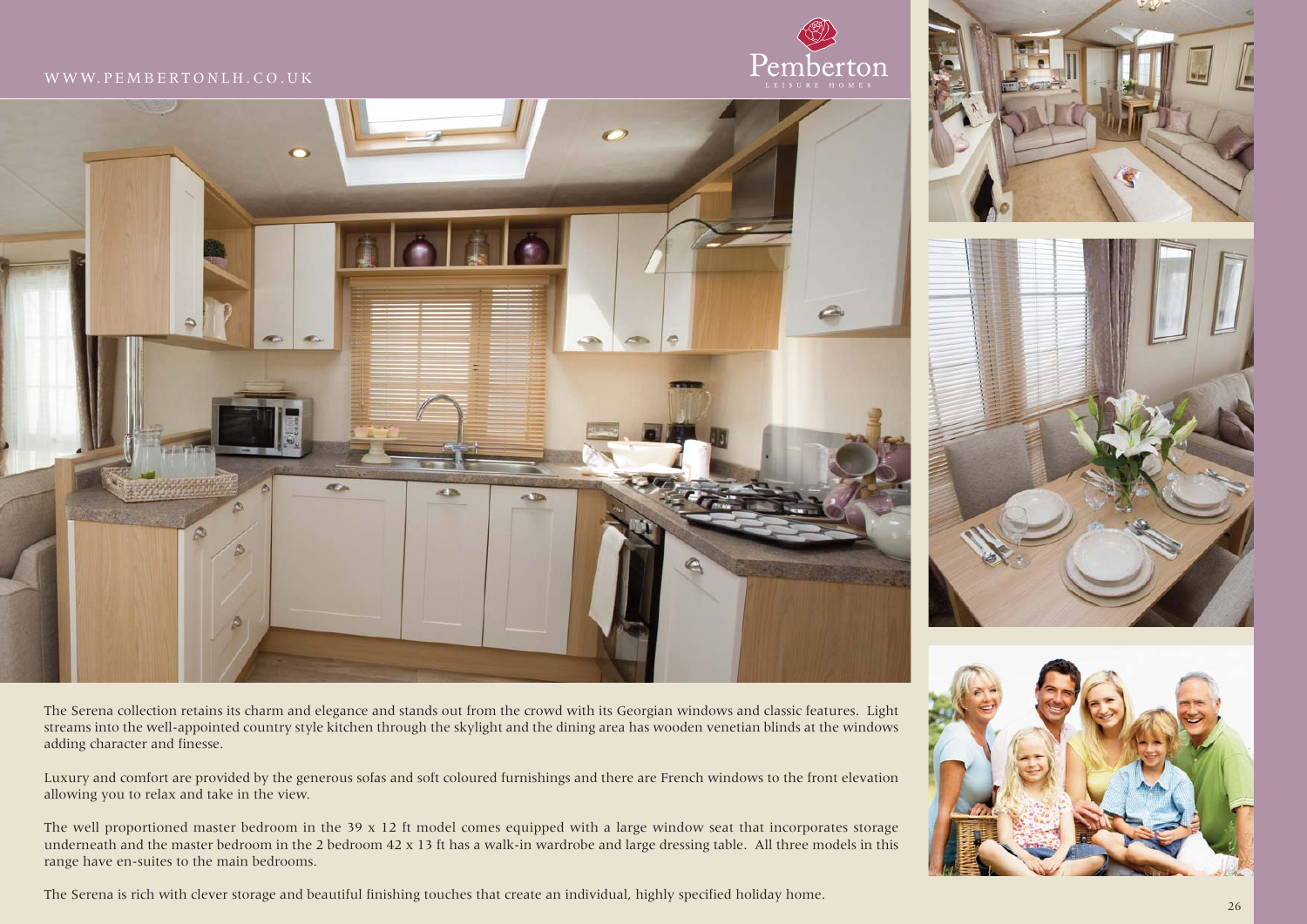The Serena collection retains its charm and elegance and stands out from the crowd with its Georgian windows and classic features. Light streams into the well-appointed country style kitchen through the skylight and the dining area has wooden venetian blinds at the windows adding character and finesse.

Luxury and comfort are provided by the generous sofas and soft coloured furnishings and there are French windows to the front elevation allowing you to relax and take in the view.

The well proportioned master bedroom in the 39 x 12 ft model comes equipped with a large window seat that incorporates storage underneath and the master bedroom in the 2 bedroom 42 x 13 ft has a walk-in wardrobe and large dressing table. All three models in this range have en-suites to the main bedrooms.

The Serena is rich with clever storage and beautiful finishing touches that create an individual, highly specified holiday home.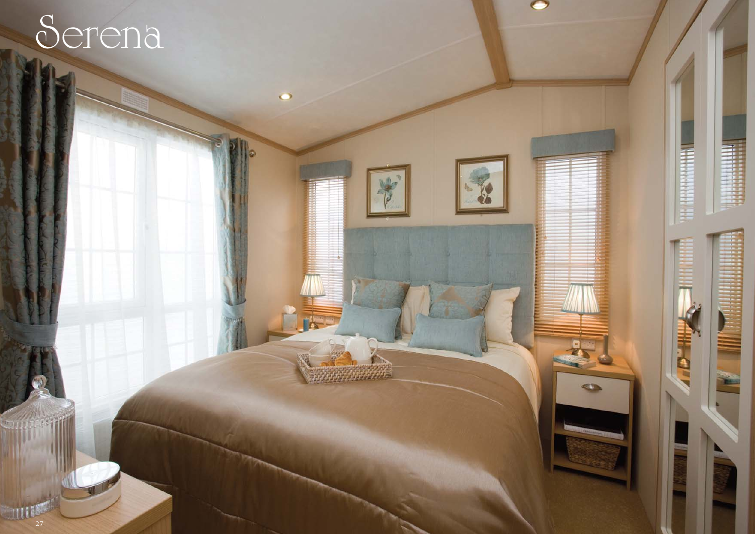# Serena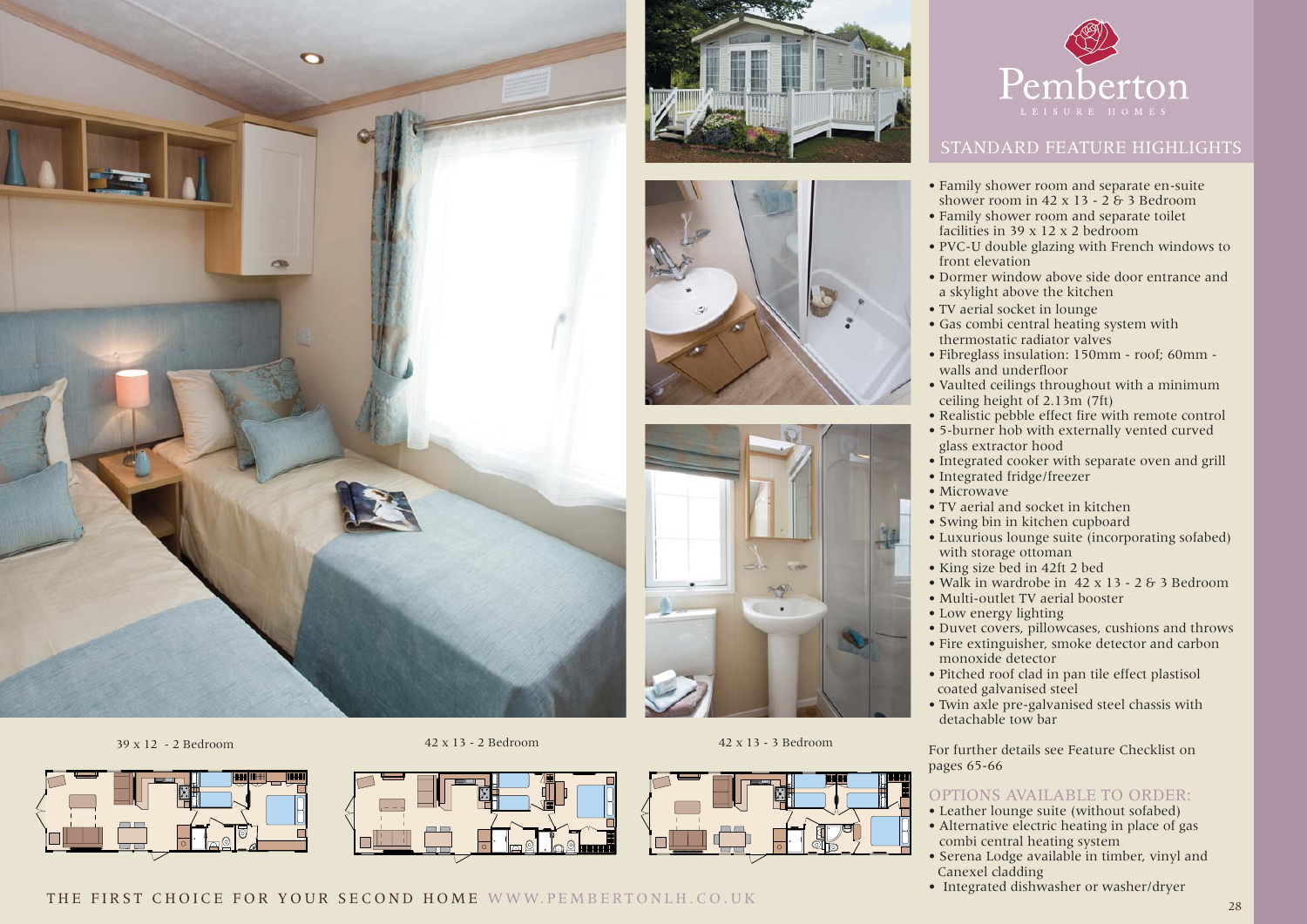Pemberton

LEISURE HOMES

## STANDARD FEATURE HIGHLIGHTS

- Family shower room and separate en-suite shower room in 42 x 13 - 2 & 3 Bedroom
- Family shower room and separate toilet facilities in 39 x 12 x 2 bedroom
- PVC-U double glazing with French windows to front elevation
- Dormer window above side door entrance and a skylight above the kitchen
- TV aerial socket in lounge
- Gas combi central heating system with thermostatic radiator valves
- Fibreglass insulation: 150mm - roof; 60mm - walls and underfloor
- Vaulted ceilings throughout with a minimum ceiling height of 2.13m (7ft)
- Realistic pebble effect fire with remote control
- 5-burner hob with externally vented curved glass extractor hood
- Integrated cooker with separate oven and grill
- Integrated fridge/freezer
- Microwave
- TV aerial and socket in kitchen
- Swing bin in kitchen cupboard
- Luxurious lounge suite (incorporating sofabed) with storage ottoman
- King size bed in 42ft 2 bed
- Walk in wardrobe in 42 x 13 - 2 & 3 Bedroom
- Multi-outlet TV aerial booster
- Low energy lighting
- Duvet covers, pillowcases, cushions and throws
- Fire extinguisher, smoke detector and carbon monoxide detector
- Pitched roof clad in pan tile effect plastisol coated galvanised steel
- Twin axle pre-galvanised steel chassis with detachable tow bar

For further details see Feature Checklist on pages 65-66

## OPTIONS AVAILABLE TO ORDER:

- Leather lounge suite (without sofabed)
- Alternative electric heating in place of gas combi central heating system
- Serena Lodge available in timber, vinyl and Canexel cladding
- Integrated dishwasher or washer/dryer

39 x 12 - 2 Bedroom

42 x 13 - 2 Bedroom

42 x 13 - 3 Bedroom

THE FIRST CHOICE FOR YOUR SECOND HOME WWW.PEMBERTONLH.CO.UK